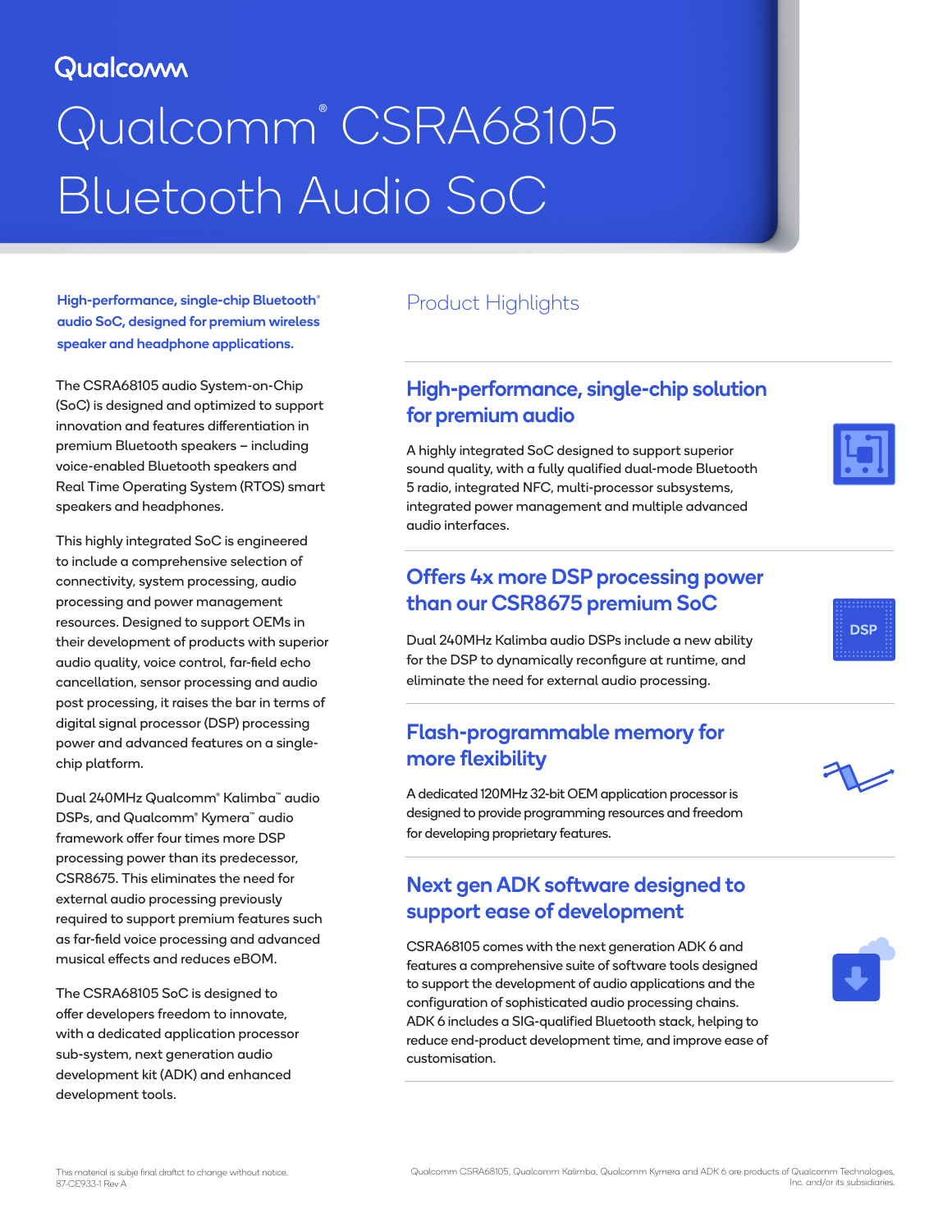Qualcomm

# Qualcomm® CSRA68105 Bluetooth Audio SoC

**High-performance, single-chip Bluetooth® audio SoC, designed for premium wireless speaker and headphone applications.**

The CSRA68105 audio System-on-Chip (SoC) is designed and optimized to support innovation and features differentiation in premium Bluetooth speakers – including voice-enabled Bluetooth speakers and Real Time Operating System (RTOS) smart speakers and headphones.

This highly integrated SoC is engineered to include a comprehensive selection of connectivity, system processing, audio processing and power management resources. Designed to support OEMs in their development of products with superior audio quality, voice control, far-field echo cancellation, sensor processing and audio post processing, it raises the bar in terms of digital signal processor (DSP) processing power and advanced features on a single-chip platform.

Dual 240MHz Qualcomm® Kalimba™ audio DSPs, and Qualcomm® Kymera™ audio framework offer four times more DSP processing power than its predecessor, CSR8675. This eliminates the need for external audio processing previously required to support premium features such as far-field voice processing and advanced musical effects and reduces eBOM.

The CSRA68105 SoC is designed to offer developers freedom to innovate, with a dedicated application processor sub-system, next generation audio development kit (ADK) and enhanced development tools.

## Product Highlights

### High-performance, single-chip solution for premium audio

A highly integrated SoC designed to support superior sound quality, with a fully qualified dual-mode Bluetooth 5 radio, integrated NFC, multi-processor subsystems, integrated power management and multiple advanced audio interfaces.

### Offers 4x more DSP processing power than our CSR8675 premium SoC

Dual 240MHz Kalimba audio DSPs include a new ability for the DSP to dynamically reconfigure at runtime, and eliminate the need for external audio processing.

### Flash-programmable memory for more flexibility

A dedicated 120MHz 32-bit OEM application processor is designed to provide programming resources and freedom for developing proprietary features.

### Next gen ADK software designed to support ease of development

CSRA68105 comes with the next generation ADK 6 and features a comprehensive suite of software tools designed to support the development of audio applications and the configuration of sophisticated audio processing chains. ADK 6 includes a SIG-qualified Bluetooth stack, helping to reduce end-product development time, and improve ease of customisation.

This material is subje final draftct to change without notice.
87-CE933-1 Rev A

Qualcomm CSRA68105, Qualcomm Kalimba, Qualcomm Kymera and ADK 6 are products of Qualcomm Technologies, Inc. and/or its subsidiaries.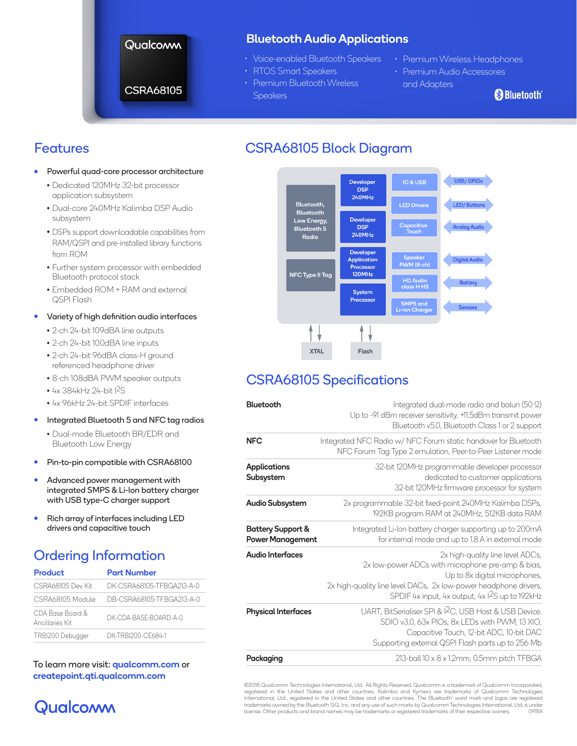Qualcomm

CSRA68105

## Bluetooth Audio Applications

- Voice-enabled Bluetooth Speakers
- RTOS Smart Speakers
- Premium Bluetooth Wireless Speakers
- Premium Wireless Headphones
- Premium Audio Accessories and Adapters

Bluetooth

## Features

- **Powerful quad-core processor architecture**
  - Dedicated 120MHz 32-bit processor application subsystem
  - Dual-core 240MHz Kalimba DSP Audio subsystem
  - DSPs support downloadable capabilities from RAM/QSPI and pre-installed library functions from ROM
  - Further system processor with embedded Bluetooth protocol stack
  - Embedded ROM + RAM and external QSPI Flash
- **Variety of high definition audio interfaces**
  - 2-ch 24-bit 109dBA line outputs
  - 2-ch 24-bit 100dBA line inputs
  - 2-ch 24-bit 96dBA class-H ground referenced headphone driver
  - 8-ch 108dBA PWM speaker outputs
  - 4x 384kHz 24-bit I2S
  - 4x 96kHz 24-bit SPDIF interfaces
- **Integrated Bluetooth 5 and NFC tag radios**
  - Dual-mode Bluetooth BR/EDR and Bluetooth Low Energy
- **Pin-to-pin compatible with CSRA68100**
- **Advanced power management with integrated SMPS & Li-Ion battery charger with USB type-C charger support**
- **Rich array of interfaces including LED drivers and capacitive touch**

## Ordering Information

| Product | Part Number |
|---|---|
| CSRA68105 Dev Kit | DK-CSRA68105-TFBGA213-A-0 |
| CSRA68105 Module | DB-CSRA68105-TFBGA213-A-0 |
| CDA Base Board & Ancillaries Kit | DK-CDA-BASE-BOARD-A-0 |
| TRBI200 Debugger | DK-TRBI200-CE684-1 |

To learn more visit: **qualcomm.com** or **createpoint.qti.qualcomm.com**

Qualcomm

## CSRA68105 Block Diagram

Bluetooth, Bluetooth Low Energy, Bluetooth 5 Radio

NFC Type II Tag

Developer DSP 240MHz

Developer DSP 240MHz

Developer Application Processor 120MHz

System Processor

IO & USB

LED Drivers

Capacitive Touch

Speaker PWM (8-ch)

HD Audio class H HS

SMPS and Li-Ion Charger

USB/ GPIOs

LED/ Buttons

Analog Audio

Digital Audio

Battery

Sensors

XTAL

Flash

## CSRA68105 Specifications

| | |
|---|---|
| **Bluetooth** | Integrated dual-mode radio and balun (50 Ω)<br>Up to -91 dBm receiver sensitivity, +11.5dBm transmit power<br>Bluetooth v5.0, Bluetooth Class 1 or 2 support |
| **NFC** | Integrated NFC Radio w/ NFC Forum static handover for Bluetooth<br>NFC Forum Tag Type 2 emulation, Peer-to-Peer Listener mode |
| **Applications Subsystem** | 32-bit 120MHz programmable developer processor dedicated to customer applications<br>32-bit 120MHz firmware processor for system |
| **Audio Subsystem** | 2x programmable 32-bit fixed-point 240MHz Kalimba DSPs, 192KB program RAM at 240MHz, 512KB data RAM |
| **Battery Support & Power Management** | Integrated Li-Ion battery charger supporting up to 200mA for internal mode and up to 1.8 A in external mode |
| **Audio Interfaces** | 2x high-quality line level ADCs,<br>2x low-power ADCs with microphone pre-amp & bias,<br>Up to 8x digital microphones,<br>2x high-quality line level DACs, 2x low-power headphone drivers,<br>SPDIF 4x input, 4x output, 4x I2S up to 192kHz |
| **Physical Interfaces** | UART, BitSerialiser SPI & I2C, USB Host & USB Device.<br>SDIO v3.0, 63x PIOs, 8x LEDs with PWM, 13 XIO,<br>Capacitive Touch, 12-bit ADC, 10-bit DAC<br>Supporting external QSPI Flash parts up to 256 Mb |
| **Packaging** | 213-ball 10 x 8 x 1.2mm, 0.5mm pitch TFBGA |

©2018 Qualcomm Technologies International, Ltd. All Rights Reserved. Qualcomm is a trademark of Qualcomm Incorporated, registered in the United States and other countries. Kalimba and Kymera are trademarks of Qualcomm Technologies International, Ltd., registered in the United States and other countries. The Bluetooth word mark and logos are registered trademarks owned by the Bluetooth SIG, Inc. and any use of such marks by Qualcomm Technologies International, Ltd. is under license. Other products and brand names may be trademarks or registered trademarks of their respective owners. 0918A